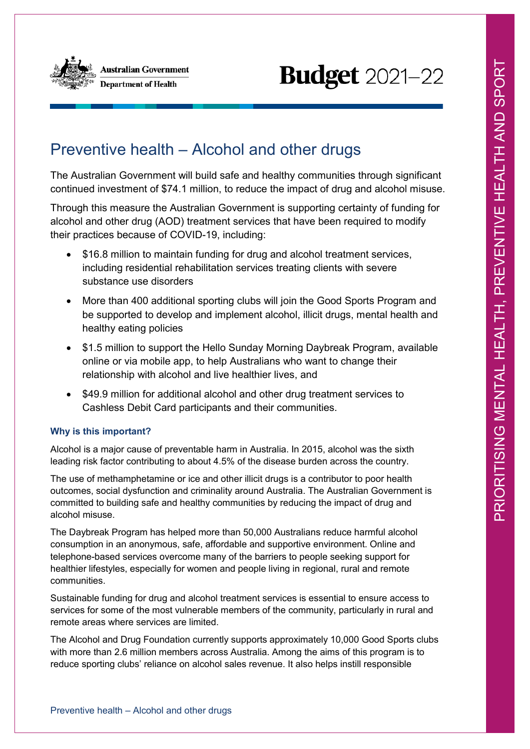Australian Government
Department of Health

# Budget 2021–22

## Preventive health – Alcohol and other drugs

The Australian Government will build safe and healthy communities through significant continued investment of $74.1 million, to reduce the impact of drug and alcohol misuse.

Through this measure the Australian Government is supporting certainty of funding for alcohol and other drug (AOD) treatment services that have been required to modify their practices because of COVID-19, including:

- $16.8 million to maintain funding for drug and alcohol treatment services, including residential rehabilitation services treating clients with severe substance use disorders
- More than 400 additional sporting clubs will join the Good Sports Program and be supported to develop and implement alcohol, illicit drugs, mental health and healthy eating policies
- $1.5 million to support the Hello Sunday Morning Daybreak Program, available online or via mobile app, to help Australians who want to change their relationship with alcohol and live healthier lives, and
- $49.9 million for additional alcohol and other drug treatment services to Cashless Debit Card participants and their communities.

### Why is this important?

Alcohol is a major cause of preventable harm in Australia. In 2015, alcohol was the sixth leading risk factor contributing to about 4.5% of the disease burden across the country.

The use of methamphetamine or ice and other illicit drugs is a contributor to poor health outcomes, social dysfunction and criminality around Australia. The Australian Government is committed to building safe and healthy communities by reducing the impact of drug and alcohol misuse.

The Daybreak Program has helped more than 50,000 Australians reduce harmful alcohol consumption in an anonymous, safe, affordable and supportive environment. Online and telephone-based services overcome many of the barriers to people seeking support for healthier lifestyles, especially for women and people living in regional, rural and remote communities.

Sustainable funding for drug and alcohol treatment services is essential to ensure access to services for some of the most vulnerable members of the community, particularly in rural and remote areas where services are limited.

The Alcohol and Drug Foundation currently supports approximately 10,000 Good Sports clubs with more than 2.6 million members across Australia. Among the aims of this program is to reduce sporting clubs' reliance on alcohol sales revenue. It also helps instill responsible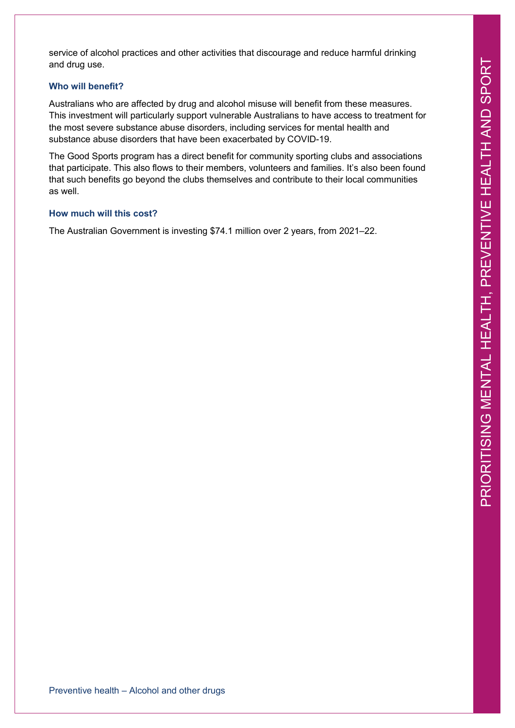service of alcohol practices and other activities that discourage and reduce harmful drinking and drug use.

### Who will benefit?

Australians who are affected by drug and alcohol misuse will benefit from these measures. This investment will particularly support vulnerable Australians to have access to treatment for the most severe substance abuse disorders, including services for mental health and substance abuse disorders that have been exacerbated by COVID-19.

The Good Sports program has a direct benefit for community sporting clubs and associations that participate. This also flows to their members, volunteers and families. It's also been found that such benefits go beyond the clubs themselves and contribute to their local communities as well.

### How much will this cost?

The Australian Government is investing $74.1 million over 2 years, from 2021–22.